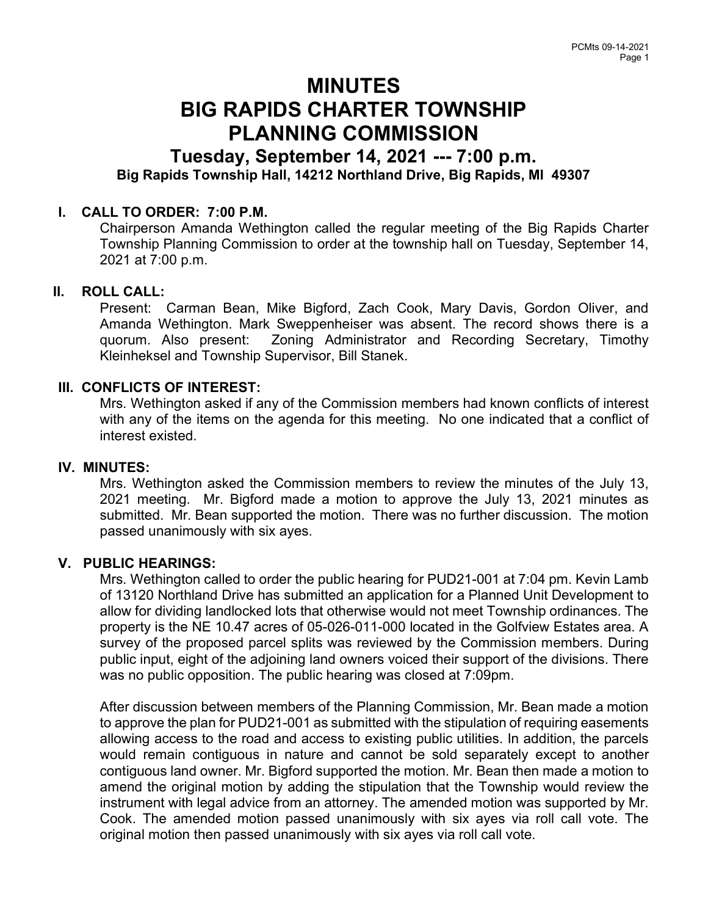# MINUTES
# BIG RAPIDS CHARTER TOWNSHIP
# PLANNING COMMISSION

## Tuesday, September 14, 2021 --- 7:00 p.m.

### Big Rapids Township Hall, 14212 Northland Drive, Big Rapids, MI 49307

**I. CALL TO ORDER: 7:00 P.M.**

Chairperson Amanda Wethington called the regular meeting of the Big Rapids Charter Township Planning Commission to order at the township hall on Tuesday, September 14, 2021 at 7:00 p.m.

**II. ROLL CALL:**

Present: Carman Bean, Mike Bigford, Zach Cook, Mary Davis, Gordon Oliver, and Amanda Wethington. Mark Sweppenheiser was absent. The record shows there is a quorum. Also present: Zoning Administrator and Recording Secretary, Timothy Kleinheksel and Township Supervisor, Bill Stanek.

**III. CONFLICTS OF INTEREST:**

Mrs. Wethington asked if any of the Commission members had known conflicts of interest with any of the items on the agenda for this meeting. No one indicated that a conflict of interest existed.

**IV. MINUTES:**

Mrs. Wethington asked the Commission members to review the minutes of the July 13, 2021 meeting. Mr. Bigford made a motion to approve the July 13, 2021 minutes as submitted. Mr. Bean supported the motion. There was no further discussion. The motion passed unanimously with six ayes.

**V. PUBLIC HEARINGS:**

Mrs. Wethington called to order the public hearing for PUD21-001 at 7:04 pm. Kevin Lamb of 13120 Northland Drive has submitted an application for a Planned Unit Development to allow for dividing landlocked lots that otherwise would not meet Township ordinances. The property is the NE 10.47 acres of 05-026-011-000 located in the Golfview Estates area. A survey of the proposed parcel splits was reviewed by the Commission members. During public input, eight of the adjoining land owners voiced their support of the divisions. There was no public opposition. The public hearing was closed at 7:09pm.

After discussion between members of the Planning Commission, Mr. Bean made a motion to approve the plan for PUD21-001 as submitted with the stipulation of requiring easements allowing access to the road and access to existing public utilities. In addition, the parcels would remain contiguous in nature and cannot be sold separately except to another contiguous land owner. Mr. Bigford supported the motion. Mr. Bean then made a motion to amend the original motion by adding the stipulation that the Township would review the instrument with legal advice from an attorney. The amended motion was supported by Mr. Cook. The amended motion passed unanimously with six ayes via roll call vote. The original motion then passed unanimously with six ayes via roll call vote.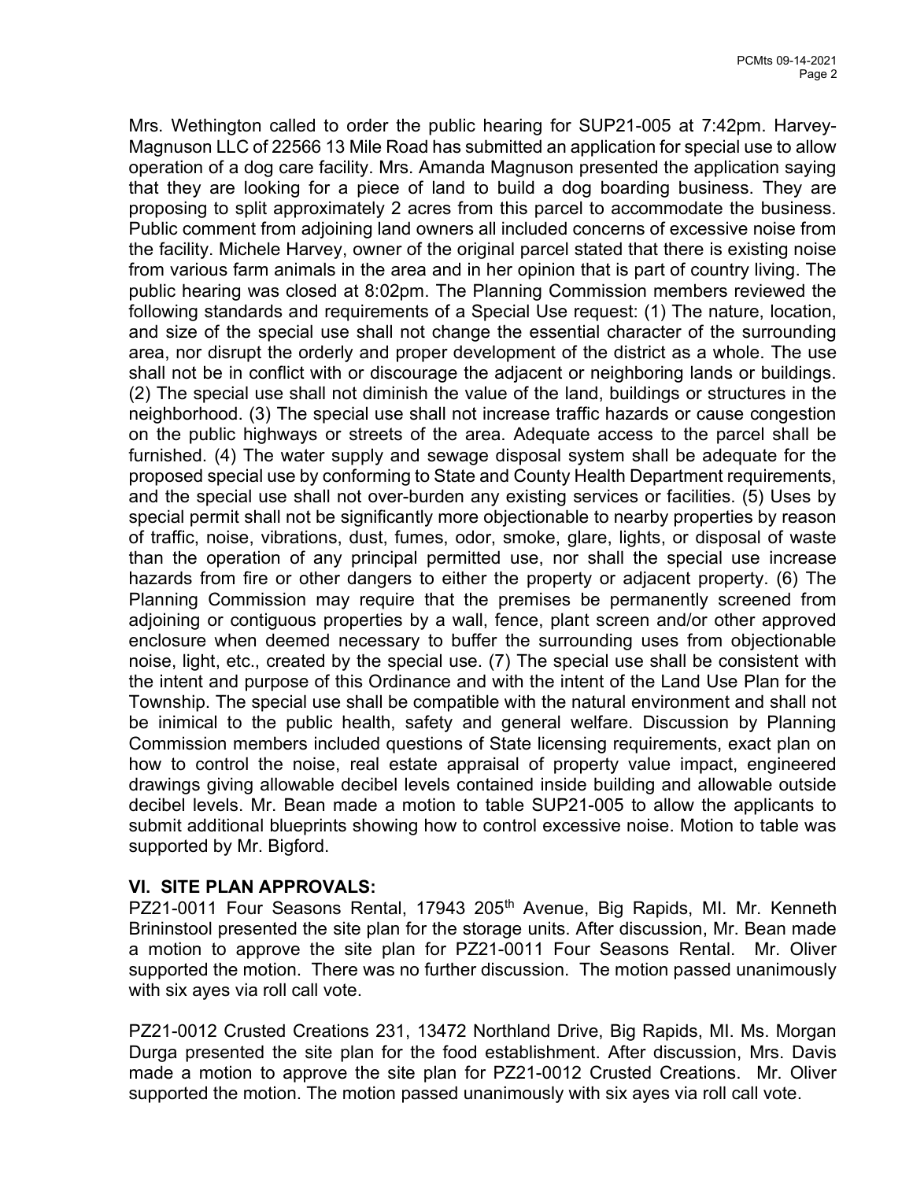Mrs. Wethington called to order the public hearing for SUP21-005 at 7:42pm. Harvey-Magnuson LLC of 22566 13 Mile Road has submitted an application for special use to allow operation of a dog care facility. Mrs. Amanda Magnuson presented the application saying that they are looking for a piece of land to build a dog boarding business. They are proposing to split approximately 2 acres from this parcel to accommodate the business. Public comment from adjoining land owners all included concerns of excessive noise from the facility. Michele Harvey, owner of the original parcel stated that there is existing noise from various farm animals in the area and in her opinion that is part of country living. The public hearing was closed at 8:02pm. The Planning Commission members reviewed the following standards and requirements of a Special Use request: (1) The nature, location, and size of the special use shall not change the essential character of the surrounding area, nor disrupt the orderly and proper development of the district as a whole. The use shall not be in conflict with or discourage the adjacent or neighboring lands or buildings. (2) The special use shall not diminish the value of the land, buildings or structures in the neighborhood. (3) The special use shall not increase traffic hazards or cause congestion on the public highways or streets of the area. Adequate access to the parcel shall be furnished. (4) The water supply and sewage disposal system shall be adequate for the proposed special use by conforming to State and County Health Department requirements, and the special use shall not over-burden any existing services or facilities. (5) Uses by special permit shall not be significantly more objectionable to nearby properties by reason of traffic, noise, vibrations, dust, fumes, odor, smoke, glare, lights, or disposal of waste than the operation of any principal permitted use, nor shall the special use increase hazards from fire or other dangers to either the property or adjacent property. (6) The Planning Commission may require that the premises be permanently screened from adjoining or contiguous properties by a wall, fence, plant screen and/or other approved enclosure when deemed necessary to buffer the surrounding uses from objectionable noise, light, etc., created by the special use. (7) The special use shall be consistent with the intent and purpose of this Ordinance and with the intent of the Land Use Plan for the Township. The special use shall be compatible with the natural environment and shall not be inimical to the public health, safety and general welfare. Discussion by Planning Commission members included questions of State licensing requirements, exact plan on how to control the noise, real estate appraisal of property value impact, engineered drawings giving allowable decibel levels contained inside building and allowable outside decibel levels. Mr. Bean made a motion to table SUP21-005 to allow the applicants to submit additional blueprints showing how to control excessive noise. Motion to table was supported by Mr. Bigford.

## VI. SITE PLAN APPROVALS:

PZ21-0011 Four Seasons Rental, 17943 205th Avenue, Big Rapids, MI. Mr. Kenneth Brininstool presented the site plan for the storage units. After discussion, Mr. Bean made a motion to approve the site plan for PZ21-0011 Four Seasons Rental. Mr. Oliver supported the motion. There was no further discussion. The motion passed unanimously with six ayes via roll call vote.

PZ21-0012 Crusted Creations 231, 13472 Northland Drive, Big Rapids, MI. Ms. Morgan Durga presented the site plan for the food establishment. After discussion, Mrs. Davis made a motion to approve the site plan for PZ21-0012 Crusted Creations. Mr. Oliver supported the motion. The motion passed unanimously with six ayes via roll call vote.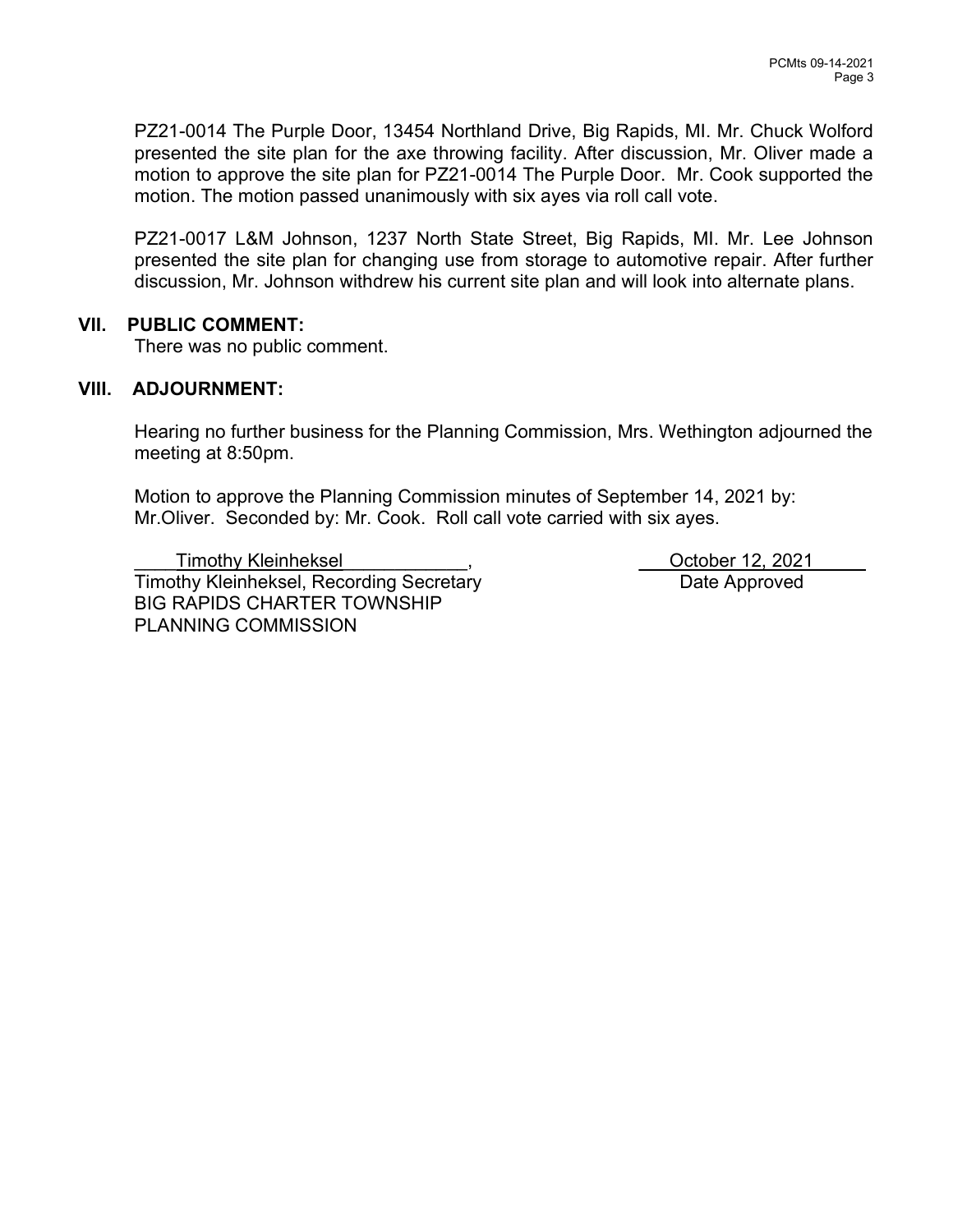PZ21-0014 The Purple Door, 13454 Northland Drive, Big Rapids, MI. Mr. Chuck Wolford presented the site plan for the axe throwing facility. After discussion, Mr. Oliver made a motion to approve the site plan for PZ21-0014 The Purple Door. Mr. Cook supported the motion. The motion passed unanimously with six ayes via roll call vote.

PZ21-0017 L&M Johnson, 1237 North State Street, Big Rapids, MI. Mr. Lee Johnson presented the site plan for changing use from storage to automotive repair. After further discussion, Mr. Johnson withdrew his current site plan and will look into alternate plans.

## VII. PUBLIC COMMENT:

There was no public comment.

## VIII. ADJOURNMENT:

Hearing no further business for the Planning Commission, Mrs. Wethington adjourned the meeting at 8:50pm.

Motion to approve the Planning Commission minutes of September 14, 2021 by: Mr.Oliver. Seconded by: Mr. Cook. Roll call vote carried with six ayes.

Timothy Kleinheksel, — October 12, 2021

Timothy Kleinheksel, Recording Secretary — Date Approved

BIG RAPIDS CHARTER TOWNSHIP
PLANNING COMMISSION